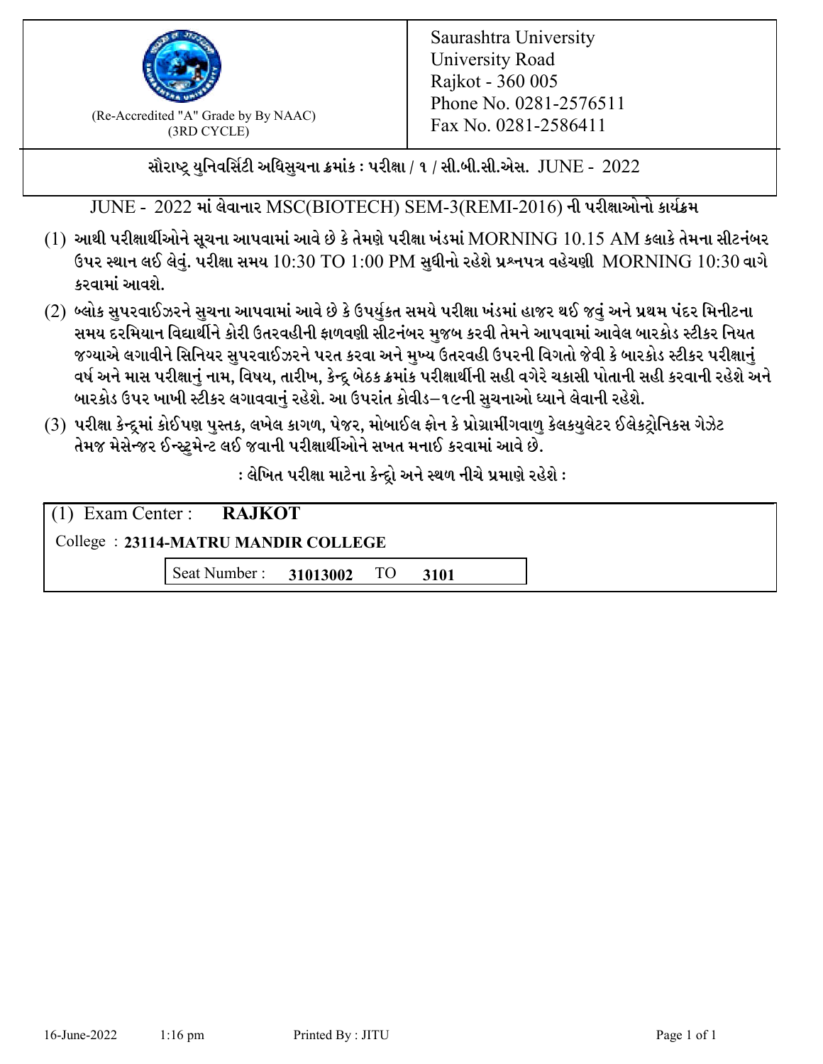(Re-Accredited "A" Grade by By NAAC)
(3RD CYCLE)

Saurashtra University
University Road
Rajkot - 360 005
Phone No. 0281-2576511
Fax No. 0281-2586411

**સૌરાષ્ટ્ર યુનિવર્સિટી અધિસુચના ક્રમાંક : પરીક્ષા / ૧ / સી.બી.સી.એસ. JUNE - 2022**

JUNE - 2022 માં લેવાનાર MSC(BIOTECH) SEM-3(REMI-2016) ની પરીક્ષાઓનો કાર્યક્રમ

(1) આથી પરીક્ષાર્થીઓને સૂચના આપવામાં આવે છે કે તેમણે પરીક્ષા ખંડમાં MORNING 10.15 AM કલાકે તેમના સીટનંબર ઉપર સ્થાન લઈ લેવું. પરીક્ષા સમય 10:30 TO 1:00 PM સુધીનો રહેશે પ્રશ્નપત્ર વહેચણી MORNING 10:30 વાગે કરવામાં આવશે.

(2) બ્લોક સુપરવાઈઝરને સુચના આપવામાં આવે છે કે ઉપર્યુકત સમયે પરીક્ષા ખંડમાં હાજર થઈ જવું અને પ્રથમ પંદર મિનીટના સમય દરમિયાન વિદ્યાર્થીને કોરી ઉતરવહીની ફાળવણી સીટનંબર મુજબ કરવી તેમને આપવામાં આવેલ બારકોડ સ્ટીકર નિયત જગ્યાએ લગાવીને સિનિયર સુપરવાઈઝરને પરત કરવા અને મુખ્ય ઉતરવહી ઉપરની વિગતો જેવી કે બારકોડ સ્ટીકર પરીક્ષાનું વર્ષ અને માસ પરીક્ષાનું નામ, વિષય, તારીખ, કેન્દ્ર બેઠક ક્રમાંક પરીક્ષાર્થીની સહી વગેરે ચકાસી પોતાની સહી કરવાની રહેશે અને બારકોડ ઉપર ખાખી સ્ટીકર લગાવવાનું રહેશે. આ ઉપરાંત કોવીડ–૧૯ની સુચનાઓ ધ્યાને લેવાની રહેશે.

(3) પરીક્ષા કેન્દ્રમાં કોઈપણ પુસ્તક, લખેલ કાગળ, પેજર, મોબાઈલ ફોન કે પ્રોગ્રામીંગવાળુ કેલકયુલેટર ઈલેકટ્રોનિકસ ગેઝેટ તેમજ મેસેન્જર ઈન્સ્ટ્રુમેન્ટ લઈ જવાની પરીક્ષાર્થીઓને સખત મનાઈ કરવામાં આવે છે.

**: લેખિત પરીક્ષા માટેના કેન્દ્રો અને સ્થળ નીચે પ્રમાણે રહેશે :**

(1) Exam Center : **RAJKOT**

College : **23114-MATRU MANDIR COLLEGE**

Seat Number : **31013002** TO **3101**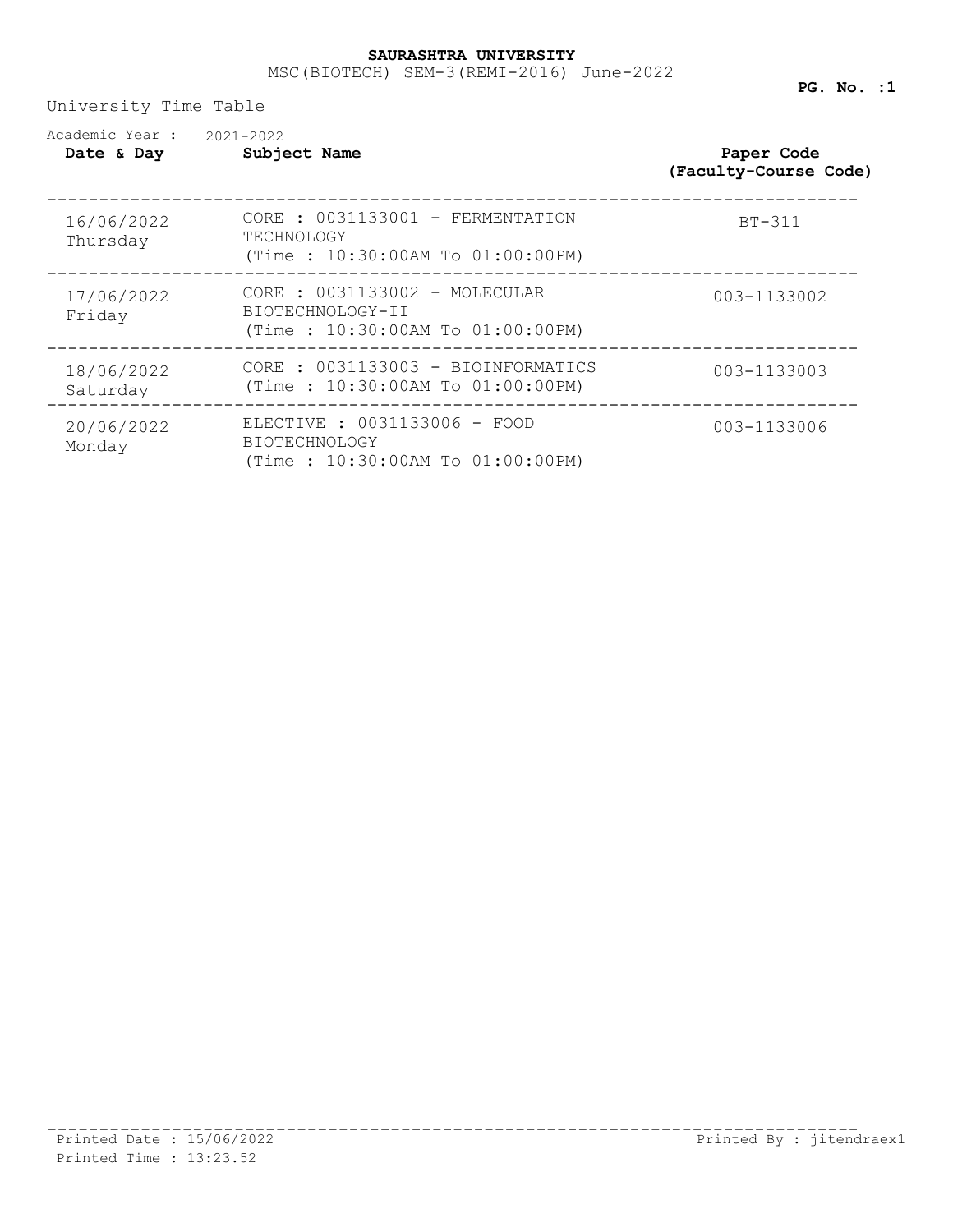**SAURASHTRA UNIVERSITY**

MSC(BIOTECH) SEM-3(REMI-2016) June-2022

University Time Table

Academic Year : 2021-2022

| Date & Day | Subject Name | Paper Code (Faculty-Course Code) |
|---|---|---|
| 16/06/2022 Thursday | CORE : 0031133001 - FERMENTATION TECHNOLOGY (Time : 10:30:00AM To 01:00:00PM) | BT-311 |
| 17/06/2022 Friday | CORE : 0031133002 - MOLECULAR BIOTECHNOLOGY-II (Time : 10:30:00AM To 01:00:00PM) | 003-1133002 |
| 18/06/2022 Saturday | CORE : 0031133003 - BIOINFORMATICS (Time : 10:30:00AM To 01:00:00PM) | 003-1133003 |
| 20/06/2022 Monday | ELECTIVE : 0031133006 - FOOD BIOTECHNOLOGY (Time : 10:30:00AM To 01:00:00PM) | 003-1133006 |

Printed Date : 15/06/2022

Printed Time : 13:23.52

Printed By : jitendraex1